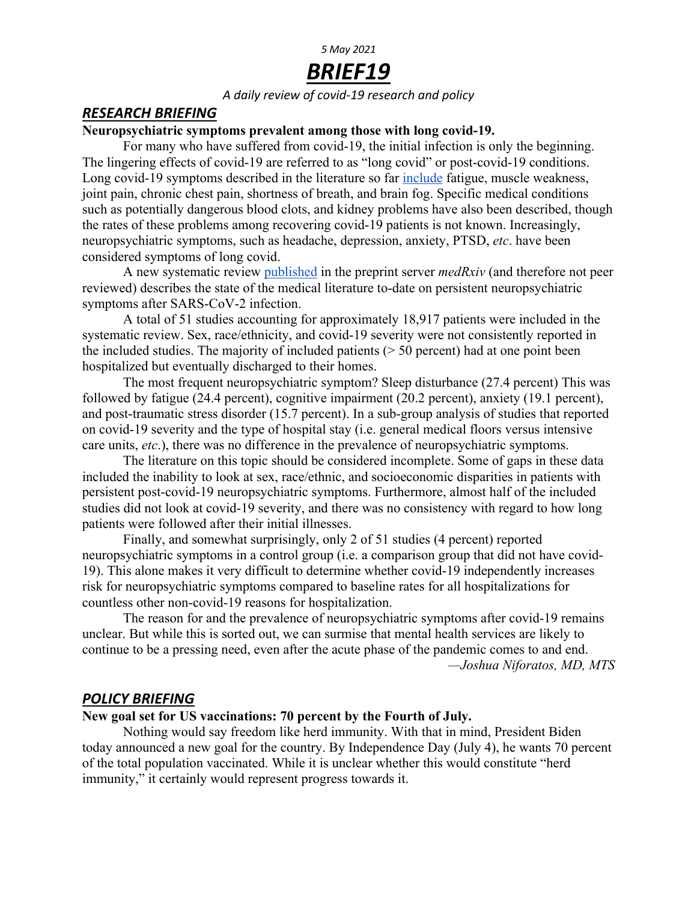*5 May 2021*

# ***BRIEF19***

*A daily review of covid-19 research and policy*

## ***RESEARCH BRIEFING***

**Neuropsychiatric symptoms prevalent among those with long covid-19.**

For many who have suffered from covid-19, the initial infection is only the beginning. The lingering effects of covid-19 are referred to as "long covid" or post-covid-19 conditions. Long covid-19 symptoms described in the literature so far include fatigue, muscle weakness, joint pain, chronic chest pain, shortness of breath, and brain fog. Specific medical conditions such as potentially dangerous blood clots, and kidney problems have also been described, though the rates of these problems among recovering covid-19 patients is not known. Increasingly, neuropsychiatric symptoms, such as headache, depression, anxiety, PTSD, *etc*. have been considered symptoms of long covid.

A new systematic review published in the preprint server *medRxiv* (and therefore not peer reviewed) describes the state of the medical literature to-date on persistent neuropsychiatric symptoms after SARS-CoV-2 infection.

A total of 51 studies accounting for approximately 18,917 patients were included in the systematic review. Sex, race/ethnicity, and covid-19 severity were not consistently reported in the included studies. The majority of included patients (> 50 percent) had at one point been hospitalized but eventually discharged to their homes.

The most frequent neuropsychiatric symptom? Sleep disturbance (27.4 percent) This was followed by fatigue (24.4 percent), cognitive impairment (20.2 percent), anxiety (19.1 percent), and post-traumatic stress disorder (15.7 percent). In a sub-group analysis of studies that reported on covid-19 severity and the type of hospital stay (i.e. general medical floors versus intensive care units, *etc*.), there was no difference in the prevalence of neuropsychiatric symptoms.

The literature on this topic should be considered incomplete. Some of gaps in these data included the inability to look at sex, race/ethnic, and socioeconomic disparities in patients with persistent post-covid-19 neuropsychiatric symptoms. Furthermore, almost half of the included studies did not look at covid-19 severity, and there was no consistency with regard to how long patients were followed after their initial illnesses.

Finally, and somewhat surprisingly, only 2 of 51 studies (4 percent) reported neuropsychiatric symptoms in a control group (i.e. a comparison group that did not have covid-19). This alone makes it very difficult to determine whether covid-19 independently increases risk for neuropsychiatric symptoms compared to baseline rates for all hospitalizations for countless other non-covid-19 reasons for hospitalization.

The reason for and the prevalence of neuropsychiatric symptoms after covid-19 remains unclear. But while this is sorted out, we can surmise that mental health services are likely to continue to be a pressing need, even after the acute phase of the pandemic comes to and end.

*—Joshua Niforatos, MD, MTS*

## ***POLICY BRIEFING***

**New goal set for US vaccinations: 70 percent by the Fourth of July.**

Nothing would say freedom like herd immunity. With that in mind, President Biden today announced a new goal for the country. By Independence Day (July 4), he wants 70 percent of the total population vaccinated. While it is unclear whether this would constitute "herd immunity," it certainly would represent progress towards it.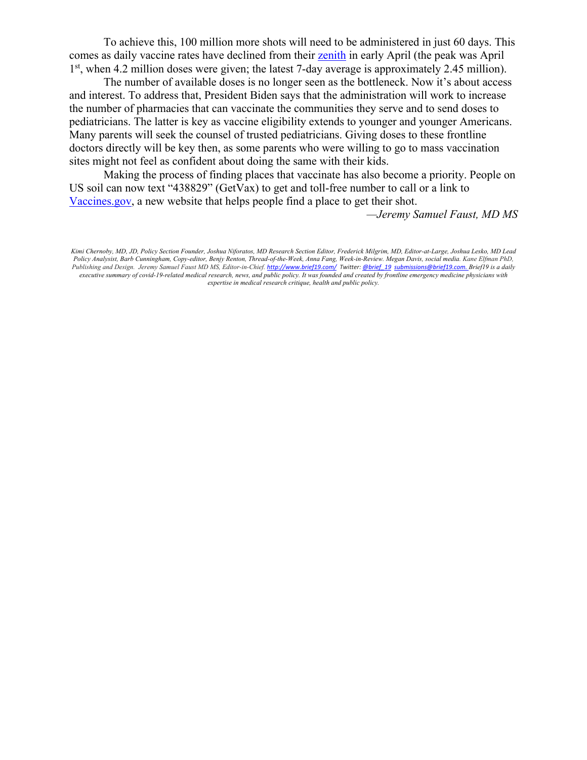To achieve this, 100 million more shots will need to be administered in just 60 days. This comes as daily vaccine rates have declined from their zenith in early April (the peak was April 1st, when 4.2 million doses were given; the latest 7-day average is approximately 2.45 million).

The number of available doses is no longer seen as the bottleneck. Now it's about access and interest. To address that, President Biden says that the administration will work to increase the number of pharmacies that can vaccinate the communities they serve and to send doses to pediatricians. The latter is key as vaccine eligibility extends to younger and younger Americans. Many parents will seek the counsel of trusted pediatricians. Giving doses to these frontline doctors directly will be key then, as some parents who were willing to go to mass vaccination sites might not feel as confident about doing the same with their kids.

Making the process of finding places that vaccinate has also become a priority. People on US soil can now text "438829" (GetVax) to get and toll-free number to call or a link to Vaccines.gov, a new website that helps people find a place to get their shot.

*—Jeremy Samuel Faust, MD MS*

*Kimi Chernoby, MD, JD, Policy Section Founder, Joshua Niforatos, MD Research Section Editor, Frederick Milgrim, MD, Editor-at-Large, Joshua Lesko, MD Lead Policy Analysist, Barb Cunningham, Copy-editor, Benjy Renton, Thread-of-the-Week, Anna Fang, Week-in-Review. Megan Davis, social media. Kane Elfman PhD, Publishing and Design. Jeremy Samuel Faust MD MS, Editor-in-Chief. http://www.brief19.com/ Twitter: @brief_19 submissions@brief19.com. Brief19 is a daily executive summary of covid-19-related medical research, news, and public policy. It was founded and created by frontline emergency medicine physicians with expertise in medical research critique, health and public policy.*